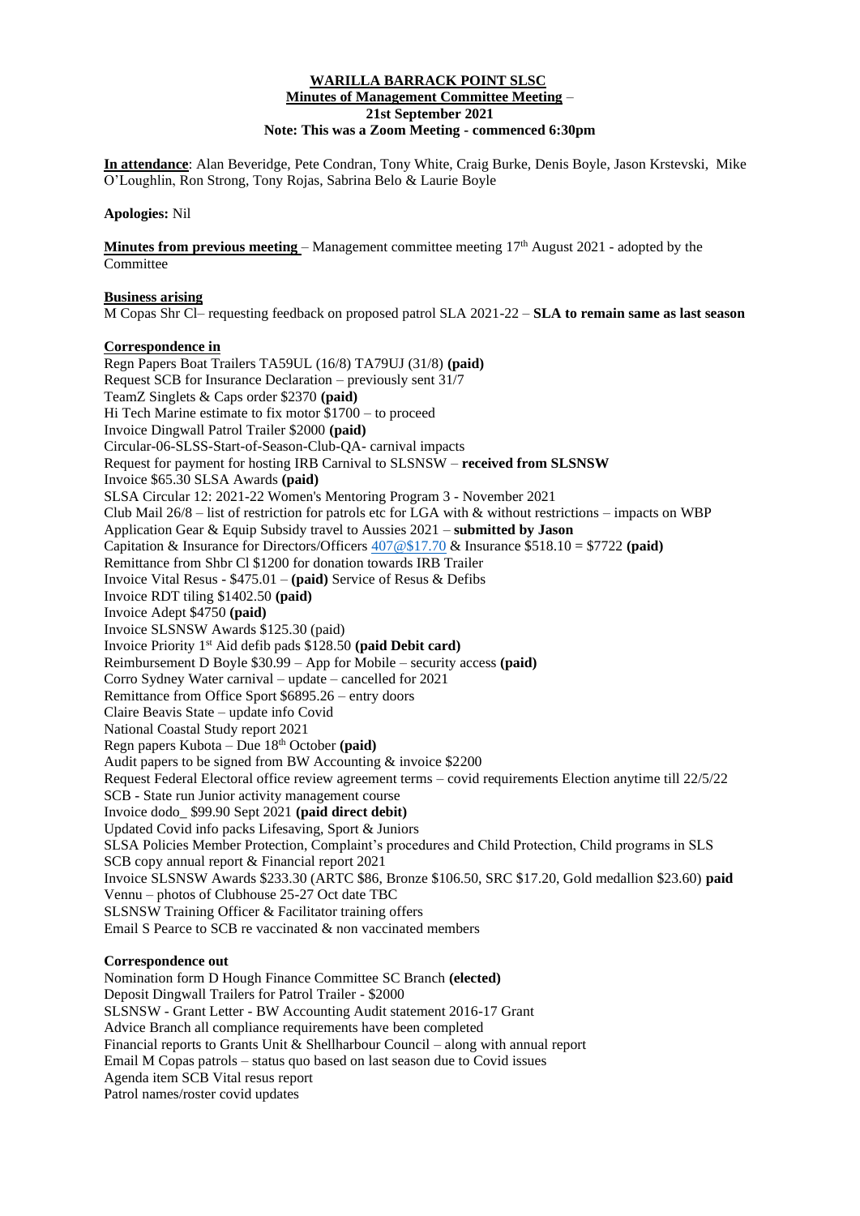**WARILLA BARRACK POINT SLSC**
**Minutes of Management Committee Meeting** –
**21st September 2021**
**Note: This was a Zoom Meeting - commenced 6:30pm**

**In attendance**: Alan Beveridge, Pete Condran, Tony White, Craig Burke, Denis Boyle, Jason Krstevski, Mike O'Loughlin, Ron Strong, Tony Rojas, Sabrina Belo & Laurie Boyle

**Apologies:** Nil

**Minutes from previous meeting** – Management committee meeting 17th August 2021 - adopted by the Committee

**Business arising**
M Copas Shr Cl– requesting feedback on proposed patrol SLA 2021-22 – **SLA to remain same as last season**

**Correspondence in**
Regn Papers Boat Trailers TA59UL (16/8) TA79UJ (31/8) **(paid)**
Request SCB for Insurance Declaration – previously sent 31/7
TeamZ Singlets & Caps order $2370 **(paid)**
Hi Tech Marine estimate to fix motor $1700 – to proceed
Invoice Dingwall Patrol Trailer $2000 **(paid)**
Circular-06-SLSS-Start-of-Season-Club-QA- carnival impacts
Request for payment for hosting IRB Carnival to SLSNSW – **received from SLSNSW**
Invoice $65.30 SLSA Awards **(paid)**
SLSA Circular 12: 2021-22 Women's Mentoring Program 3 - November 2021
Club Mail 26/8 – list of restriction for patrols etc for LGA with & without restrictions – impacts on WBP
Application Gear & Equip Subsidy travel to Aussies 2021 – **submitted by Jason**
Capitation & Insurance for Directors/Officers 407@$17.70 & Insurance $518.10 = $7722 **(paid)**
Remittance from Shbr Cl $1200 for donation towards IRB Trailer
Invoice Vital Resus - $475.01 – **(paid)** Service of Resus & Defibs
Invoice RDT tiling $1402.50 **(paid)**
Invoice Adept $4750 **(paid)**
Invoice SLSNSW Awards $125.30 (paid)
Invoice Priority 1st Aid defib pads $128.50 **(paid Debit card)**
Reimbursement D Boyle $30.99 – App for Mobile – security access **(paid)**
Corro Sydney Water carnival – update – cancelled for 2021
Remittance from Office Sport $6895.26 – entry doors
Claire Beavis State – update info Covid
National Coastal Study report 2021
Regn papers Kubota – Due 18th October **(paid)**
Audit papers to be signed from BW Accounting & invoice $2200
Request Federal Electoral office review agreement terms – covid requirements Election anytime till 22/5/22
SCB - State run Junior activity management course
Invoice dodo_ $99.90 Sept 2021 **(paid direct debit)**
Updated Covid info packs Lifesaving, Sport & Juniors
SLSA Policies Member Protection, Complaint's procedures and Child Protection, Child programs in SLS
SCB copy annual report & Financial report 2021
Invoice SLSNSW Awards $233.30 (ARTC $86, Bronze $106.50, SRC $17.20, Gold medallion $23.60) **paid**
Vennu – photos of Clubhouse 25-27 Oct date TBC
SLSNSW Training Officer & Facilitator training offers
Email S Pearce to SCB re vaccinated & non vaccinated members

**Correspondence out**
Nomination form D Hough Finance Committee SC Branch **(elected)**
Deposit Dingwall Trailers for Patrol Trailer - $2000
SLSNSW - Grant Letter - BW Accounting Audit statement 2016-17 Grant
Advice Branch all compliance requirements have been completed
Financial reports to Grants Unit & Shellharbour Council – along with annual report
Email M Copas patrols – status quo based on last season due to Covid issues
Agenda item SCB Vital resus report
Patrol names/roster covid updates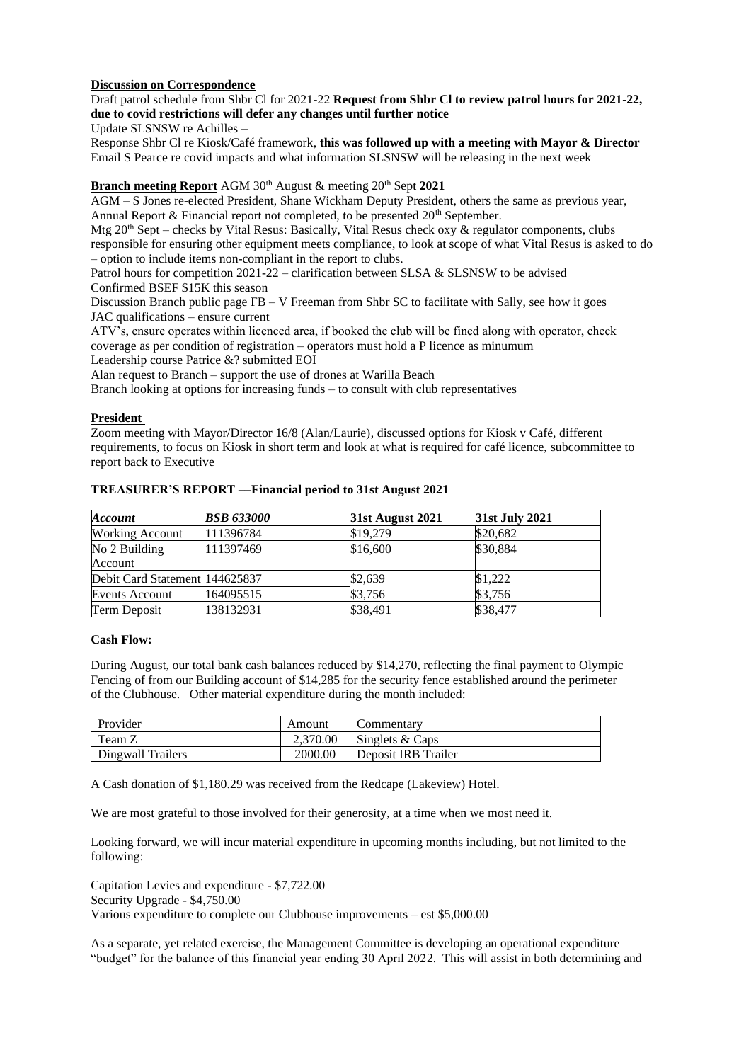**Discussion on Correspondence**

Draft patrol schedule from Shbr Cl for 2021-22 **Request from Shbr Cl to review patrol hours for 2021-22, due to covid restrictions will defer any changes until further notice**

Update SLSNSW re Achilles –

Response Shbr Cl re Kiosk/Café framework, **this was followed up with a meeting with Mayor & Director**

Email S Pearce re covid impacts and what information SLSNSW will be releasing in the next week

**Branch meeting Report** AGM 30th August & meeting 20th Sept **2021**

AGM – S Jones re-elected President, Shane Wickham Deputy President, others the same as previous year, Annual Report & Financial report not completed, to be presented 20th September.

Mtg 20th Sept – checks by Vital Resus: Basically, Vital Resus check oxy & regulator components, clubs responsible for ensuring other equipment meets compliance, to look at scope of what Vital Resus is asked to do – option to include items non-compliant in the report to clubs.

Patrol hours for competition 2021-22 – clarification between SLSA & SLSNSW to be advised

Confirmed BSEF $15K this season

Discussion Branch public page FB – V Freeman from Shbr SC to facilitate with Sally, see how it goes

JAC qualifications – ensure current

ATV's, ensure operates within licenced area, if booked the club will be fined along with operator, check coverage as per condition of registration – operators must hold a P licence as minumum

Leadership course Patrice &? submitted EOI

Alan request to Branch – support the use of drones at Warilla Beach

Branch looking at options for increasing funds – to consult with club representatives

**President**

Zoom meeting with Mayor/Director 16/8 (Alan/Laurie), discussed options for Kiosk v Café, different requirements, to focus on Kiosk in short term and look at what is required for café licence, subcommittee to report back to Executive

**TREASURER'S REPORT —Financial period to 31st August 2021**

| *Account* | *BSB 633000* | 31st August 2021 | 31st July 2021 |
|---|---|---|---|
| Working Account | 111396784 | $19,279 | $20,682 |
| No 2 Building Account | 111397469 | $16,600 | $30,884 |
| Debit Card Statement | 144625837 | $2,639 | $1,222 |
| Events Account | 164095515 | $3,756 | $3,756 |
| Term Deposit | 138132931 | $38,491 | $38,477 |

**Cash Flow:**

During August, our total bank cash balances reduced by $14,270, reflecting the final payment to Olympic Fencing of from our Building account of $14,285 for the security fence established around the perimeter of the Clubhouse. Other material expenditure during the month included:

| Provider | Amount | Commentary |
|---|---|---|
| Team Z | 2,370.00 | Singlets & Caps |
| Dingwall Trailers | 2000.00 | Deposit IRB Trailer |

A Cash donation of $1,180.29 was received from the Redcape (Lakeview) Hotel.

We are most grateful to those involved for their generosity, at a time when we most need it.

Looking forward, we will incur material expenditure in upcoming months including, but not limited to the following:

Capitation Levies and expenditure - $7,722.00
Security Upgrade - $4,750.00
Various expenditure to complete our Clubhouse improvements – est $5,000.00

As a separate, yet related exercise, the Management Committee is developing an operational expenditure "budget" for the balance of this financial year ending 30 April 2022. This will assist in both determining and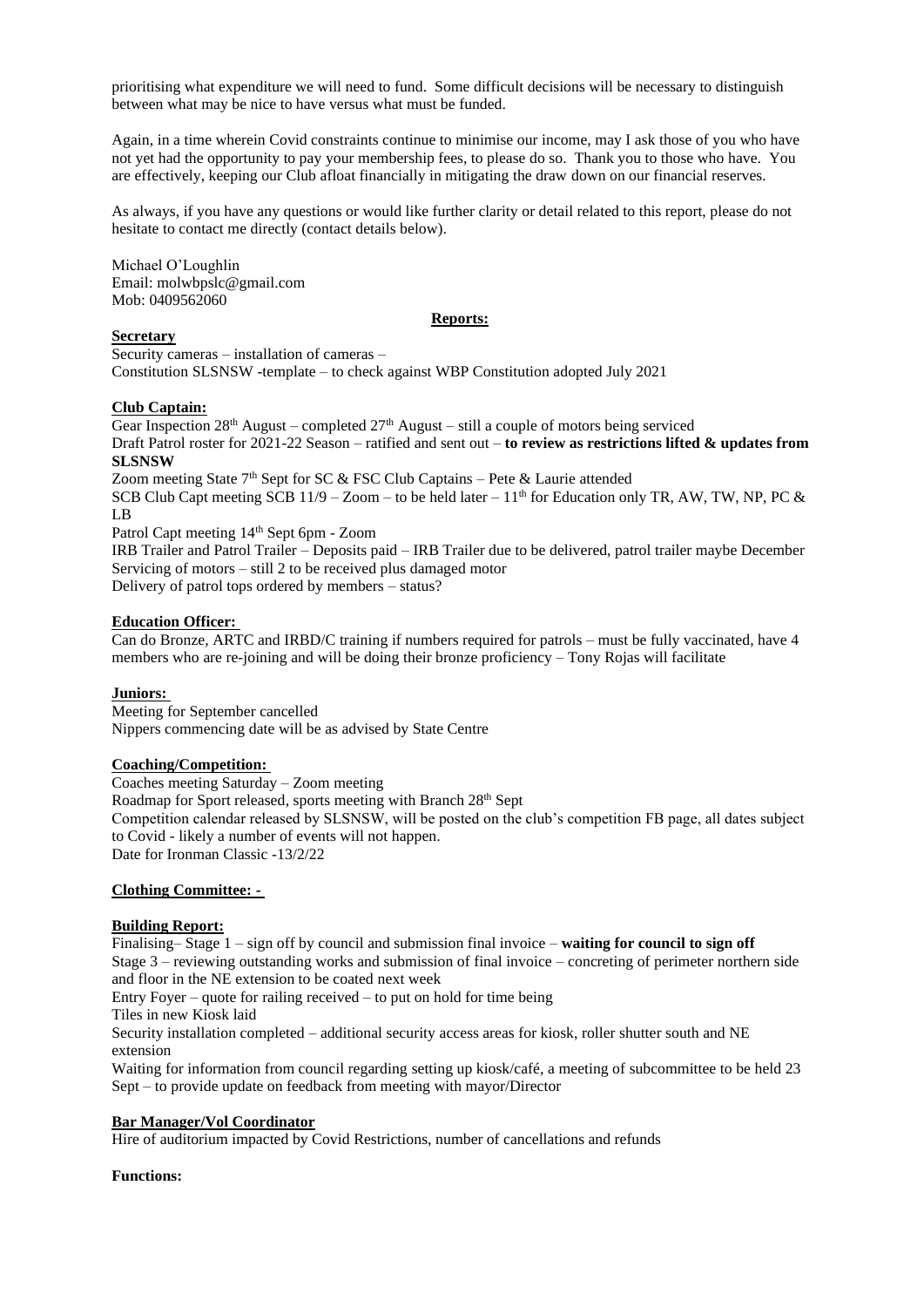prioritising what expenditure we will need to fund. Some difficult decisions will be necessary to distinguish between what may be nice to have versus what must be funded.

Again, in a time wherein Covid constraints continue to minimise our income, may I ask those of you who have not yet had the opportunity to pay your membership fees, to please do so. Thank you to those who have. You are effectively, keeping our Club afloat financially in mitigating the draw down on our financial reserves.

As always, if you have any questions or would like further clarity or detail related to this report, please do not hesitate to contact me directly (contact details below).

Michael O'Loughlin
Email: molwbpslc@gmail.com
Mob: 0409562060

**Reports:**

**Secretary**

Security cameras – installation of cameras –
Constitution SLSNSW -template – to check against WBP Constitution adopted July 2021

**Club Captain:**

Gear Inspection 28th August – completed 27th August – still a couple of motors being serviced
Draft Patrol roster for 2021-22 Season – ratified and sent out – **to review as restrictions lifted & updates from SLSNSW**
Zoom meeting State 7th Sept for SC & FSC Club Captains – Pete & Laurie attended
SCB Club Capt meeting SCB 11/9 – Zoom – to be held later – 11th for Education only TR, AW, TW, NP, PC & LB
Patrol Capt meeting 14th Sept 6pm - Zoom
IRB Trailer and Patrol Trailer – Deposits paid – IRB Trailer due to be delivered, patrol trailer maybe December
Servicing of motors – still 2 to be received plus damaged motor
Delivery of patrol tops ordered by members – status?

**Education Officer:**

Can do Bronze, ARTC and IRBD/C training if numbers required for patrols – must be fully vaccinated, have 4 members who are re-joining and will be doing their bronze proficiency – Tony Rojas will facilitate

**Juniors:**

Meeting for September cancelled
Nippers commencing date will be as advised by State Centre

**Coaching/Competition:**

Coaches meeting Saturday – Zoom meeting
Roadmap for Sport released, sports meeting with Branch 28th Sept
Competition calendar released by SLSNSW, will be posted on the club's competition FB page, all dates subject to Covid - likely a number of events will not happen.
Date for Ironman Classic -13/2/22

**Clothing Committee: -**

**Building Report:**

Finalising– Stage 1 – sign off by council and submission final invoice – **waiting for council to sign off**
Stage 3 – reviewing outstanding works and submission of final invoice – concreting of perimeter northern side and floor in the NE extension to be coated next week
Entry Foyer – quote for railing received – to put on hold for time being
Tiles in new Kiosk laid
Security installation completed – additional security access areas for kiosk, roller shutter south and NE extension
Waiting for information from council regarding setting up kiosk/café, a meeting of subcommittee to be held 23 Sept – to provide update on feedback from meeting with mayor/Director

**Bar Manager/Vol Coordinator**

Hire of auditorium impacted by Covid Restrictions, number of cancellations and refunds

**Functions:**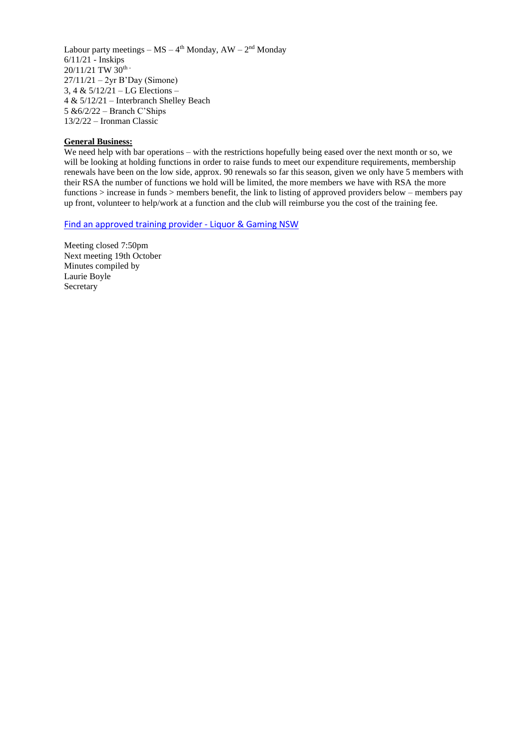Labour party meetings – MS – 4th Monday, AW – 2nd Monday
6/11/21 - Inskips
20/11/21 TW 30th -
27/11/21 – 2yr B'Day (Simone)
3, 4 & 5/12/21 – LG Elections –
4 & 5/12/21 – Interbranch Shelley Beach
5 &6/2/22 – Branch C'Ships
13/2/22 – Ironman Classic

**General Business:**

We need help with bar operations – with the restrictions hopefully being eased over the next month or so, we will be looking at holding functions in order to raise funds to meet our expenditure requirements, membership renewals have been on the low side, approx. 90 renewals so far this season, given we only have 5 members with their RSA the number of functions we hold will be limited, the more members we have with RSA the more functions > increase in funds > members benefit, the link to listing of approved providers below – members pay up front, volunteer to help/work at a function and the club will reimburse you the cost of the training fee.

Find an approved training provider - Liquor & Gaming NSW

Meeting closed 7:50pm
Next meeting 19th October
Minutes compiled by
Laurie Boyle
Secretary